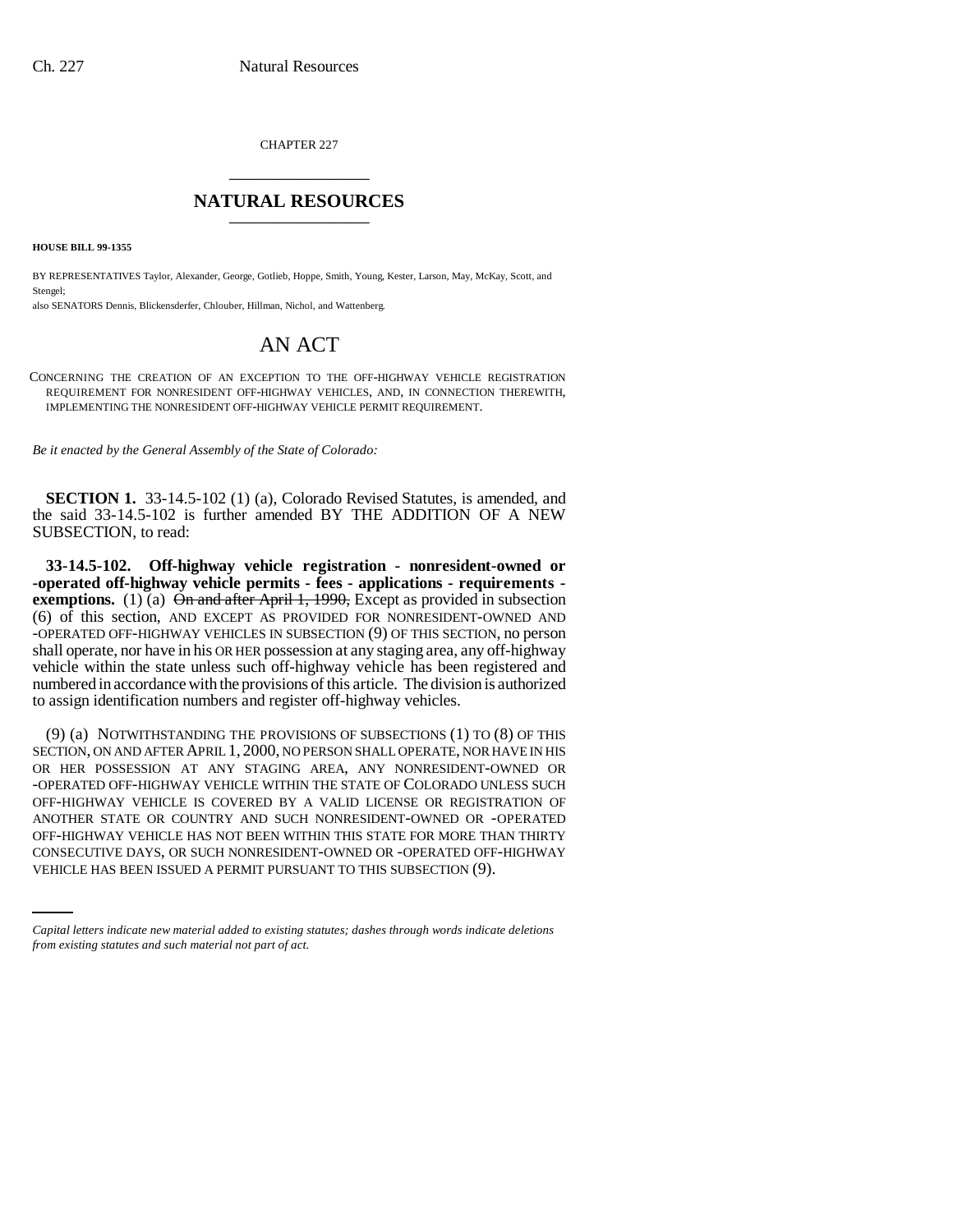CHAPTER 227

## NATURAL RESOURCES

**HOUSE BILL 99-1355**

BY REPRESENTATIVES Taylor, Alexander, George, Gotlieb, Hoppe, Smith, Young, Kester, Larson, May, McKay, Scott, and Stengel;
also SENATORS Dennis, Blickensderfer, Chlouber, Hillman, Nichol, and Wattenberg.

# AN ACT

CONCERNING THE CREATION OF AN EXCEPTION TO THE OFF-HIGHWAY VEHICLE REGISTRATION REQUIREMENT FOR NONRESIDENT OFF-HIGHWAY VEHICLES, AND, IN CONNECTION THEREWITH, IMPLEMENTING THE NONRESIDENT OFF-HIGHWAY VEHICLE PERMIT REQUIREMENT.

*Be it enacted by the General Assembly of the State of Colorado:*

**SECTION 1.** 33-14.5-102 (1) (a), Colorado Revised Statutes, is amended, and the said 33-14.5-102 is further amended BY THE ADDITION OF A NEW SUBSECTION, to read:

**33-14.5-102. Off-highway vehicle registration - nonresident-owned or -operated off-highway vehicle permits - fees - applications - requirements - exemptions.** (1) (a) ~~On and after April 1, 1990,~~ Except as provided in subsection (6) of this section, AND EXCEPT AS PROVIDED FOR NONRESIDENT-OWNED AND -OPERATED OFF-HIGHWAY VEHICLES IN SUBSECTION (9) OF THIS SECTION, no person shall operate, nor have in his OR HER possession at any staging area, any off-highway vehicle within the state unless such off-highway vehicle has been registered and numbered in accordance with the provisions of this article. The division is authorized to assign identification numbers and register off-highway vehicles.

(9) (a) NOTWITHSTANDING THE PROVISIONS OF SUBSECTIONS (1) TO (8) OF THIS SECTION, ON AND AFTER APRIL 1, 2000, NO PERSON SHALL OPERATE, NOR HAVE IN HIS OR HER POSSESSION AT ANY STAGING AREA, ANY NONRESIDENT-OWNED OR -OPERATED OFF-HIGHWAY VEHICLE WITHIN THE STATE OF COLORADO UNLESS SUCH OFF-HIGHWAY VEHICLE IS COVERED BY A VALID LICENSE OR REGISTRATION OF ANOTHER STATE OR COUNTRY AND SUCH NONRESIDENT-OWNED OR -OPERATED OFF-HIGHWAY VEHICLE HAS NOT BEEN WITHIN THIS STATE FOR MORE THAN THIRTY CONSECUTIVE DAYS, OR SUCH NONRESIDENT-OWNED OR -OPERATED OFF-HIGHWAY VEHICLE HAS BEEN ISSUED A PERMIT PURSUANT TO THIS SUBSECTION (9).

*Capital letters indicate new material added to existing statutes; dashes through words indicate deletions from existing statutes and such material not part of act.*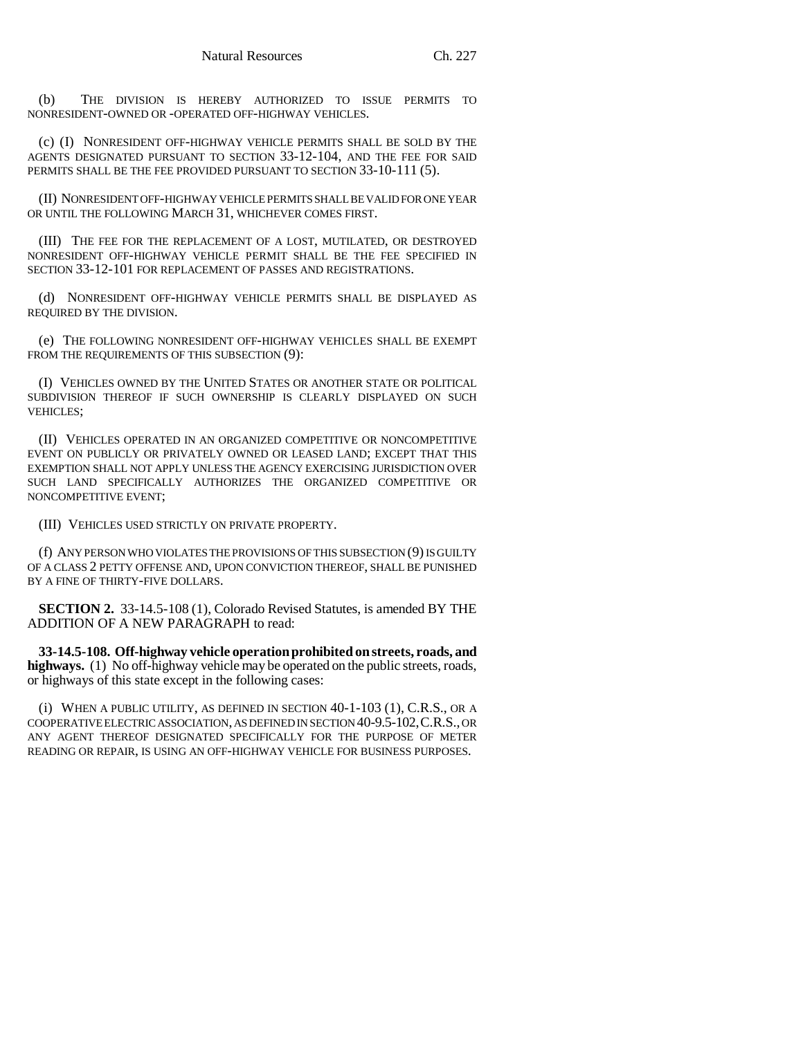(b) THE DIVISION IS HEREBY AUTHORIZED TO ISSUE PERMITS TO NONRESIDENT-OWNED OR -OPERATED OFF-HIGHWAY VEHICLES.

(c) (I) NONRESIDENT OFF-HIGHWAY VEHICLE PERMITS SHALL BE SOLD BY THE AGENTS DESIGNATED PURSUANT TO SECTION 33-12-104, AND THE FEE FOR SAID PERMITS SHALL BE THE FEE PROVIDED PURSUANT TO SECTION 33-10-111 (5).

(II) NONRESIDENT OFF-HIGHWAY VEHICLE PERMITS SHALL BE VALID FOR ONE YEAR OR UNTIL THE FOLLOWING MARCH 31, WHICHEVER COMES FIRST.

(III) THE FEE FOR THE REPLACEMENT OF A LOST, MUTILATED, OR DESTROYED NONRESIDENT OFF-HIGHWAY VEHICLE PERMIT SHALL BE THE FEE SPECIFIED IN SECTION 33-12-101 FOR REPLACEMENT OF PASSES AND REGISTRATIONS.

(d) NONRESIDENT OFF-HIGHWAY VEHICLE PERMITS SHALL BE DISPLAYED AS REQUIRED BY THE DIVISION.

(e) THE FOLLOWING NONRESIDENT OFF-HIGHWAY VEHICLES SHALL BE EXEMPT FROM THE REQUIREMENTS OF THIS SUBSECTION (9):

(I) VEHICLES OWNED BY THE UNITED STATES OR ANOTHER STATE OR POLITICAL SUBDIVISION THEREOF IF SUCH OWNERSHIP IS CLEARLY DISPLAYED ON SUCH VEHICLES;

(II) VEHICLES OPERATED IN AN ORGANIZED COMPETITIVE OR NONCOMPETITIVE EVENT ON PUBLICLY OR PRIVATELY OWNED OR LEASED LAND; EXCEPT THAT THIS EXEMPTION SHALL NOT APPLY UNLESS THE AGENCY EXERCISING JURISDICTION OVER SUCH LAND SPECIFICALLY AUTHORIZES THE ORGANIZED COMPETITIVE OR NONCOMPETITIVE EVENT;

(III) VEHICLES USED STRICTLY ON PRIVATE PROPERTY.

(f) ANY PERSON WHO VIOLATES THE PROVISIONS OF THIS SUBSECTION (9) IS GUILTY OF A CLASS 2 PETTY OFFENSE AND, UPON CONVICTION THEREOF, SHALL BE PUNISHED BY A FINE OF THIRTY-FIVE DOLLARS.

**SECTION 2.** 33-14.5-108 (1), Colorado Revised Statutes, is amended BY THE ADDITION OF A NEW PARAGRAPH to read:

**33-14.5-108. Off-highway vehicle operation prohibited on streets, roads, and highways.** (1) No off-highway vehicle may be operated on the public streets, roads, or highways of this state except in the following cases:

(i) WHEN A PUBLIC UTILITY, AS DEFINED IN SECTION 40-1-103 (1), C.R.S., OR A COOPERATIVE ELECTRIC ASSOCIATION, AS DEFINED IN SECTION 40-9.5-102, C.R.S., OR ANY AGENT THEREOF DESIGNATED SPECIFICALLY FOR THE PURPOSE OF METER READING OR REPAIR, IS USING AN OFF-HIGHWAY VEHICLE FOR BUSINESS PURPOSES.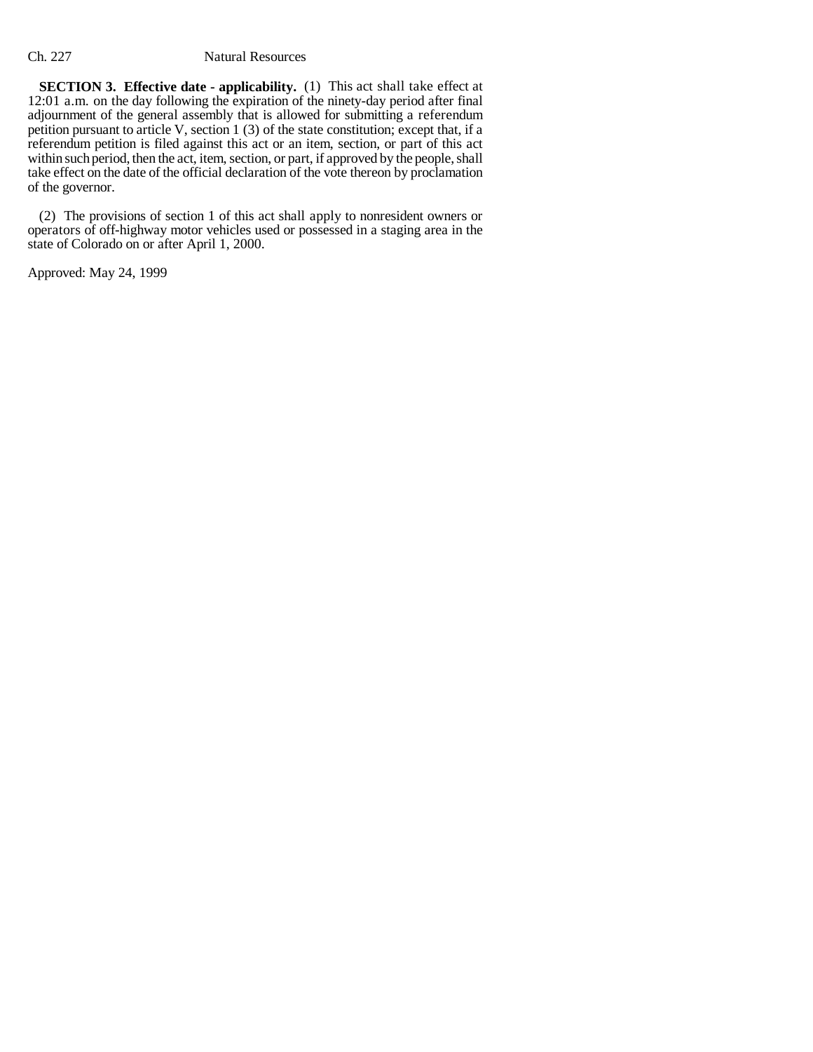**SECTION 3. Effective date - applicability.** (1) This act shall take effect at 12:01 a.m. on the day following the expiration of the ninety-day period after final adjournment of the general assembly that is allowed for submitting a referendum petition pursuant to article V, section 1 (3) of the state constitution; except that, if a referendum petition is filed against this act or an item, section, or part of this act within such period, then the act, item, section, or part, if approved by the people, shall take effect on the date of the official declaration of the vote thereon by proclamation of the governor.

(2) The provisions of section 1 of this act shall apply to nonresident owners or operators of off-highway motor vehicles used or possessed in a staging area in the state of Colorado on or after April 1, 2000.

Approved: May 24, 1999